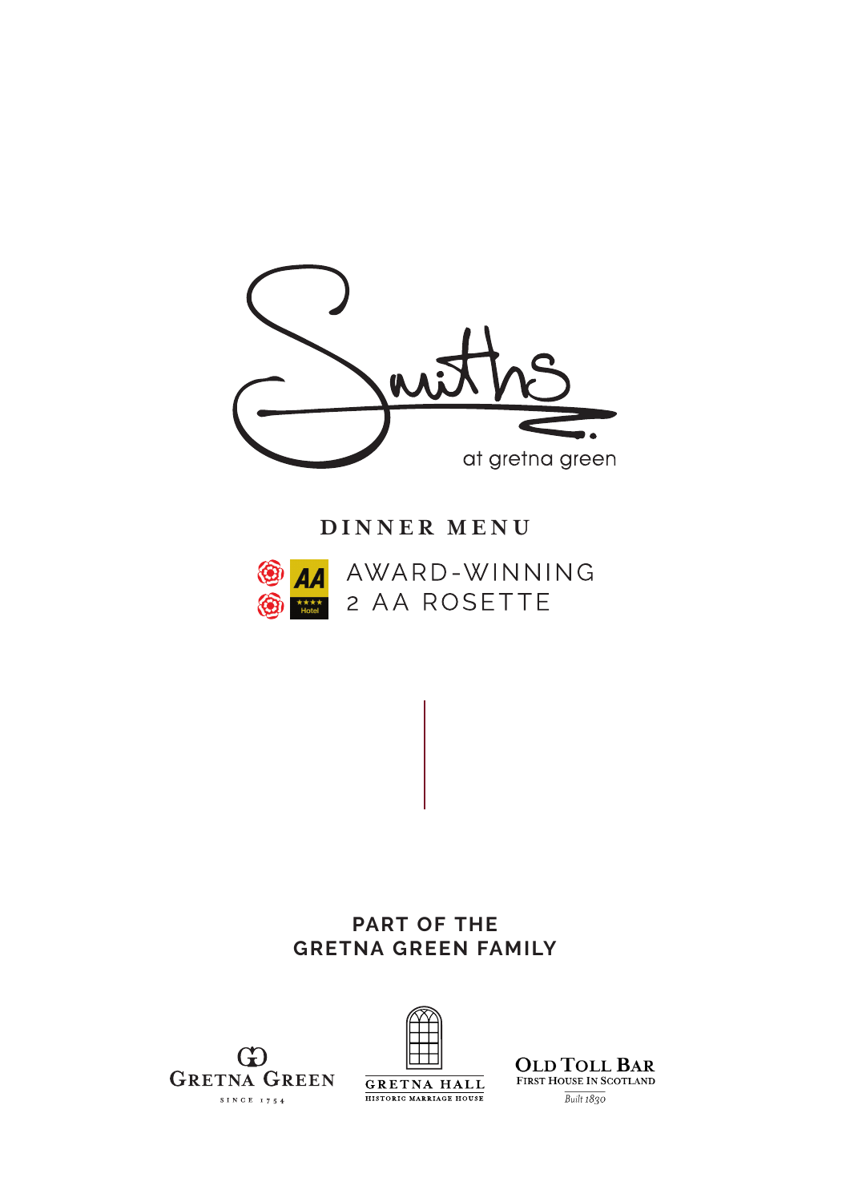# Smiths

at gretna green

## DINNER MENU

AWARD-WINNING
2 AA ROSETTE

AA ★★★★ Hotel

**PART OF THE**
**GRETNA GREEN FAMILY**

GRETNA GREEN
SINCE 1754

GRETNA HALL
HISTORIC MARRIAGE HOUSE

OLD TOLL BAR
FIRST HOUSE IN SCOTLAND
*Built 1830*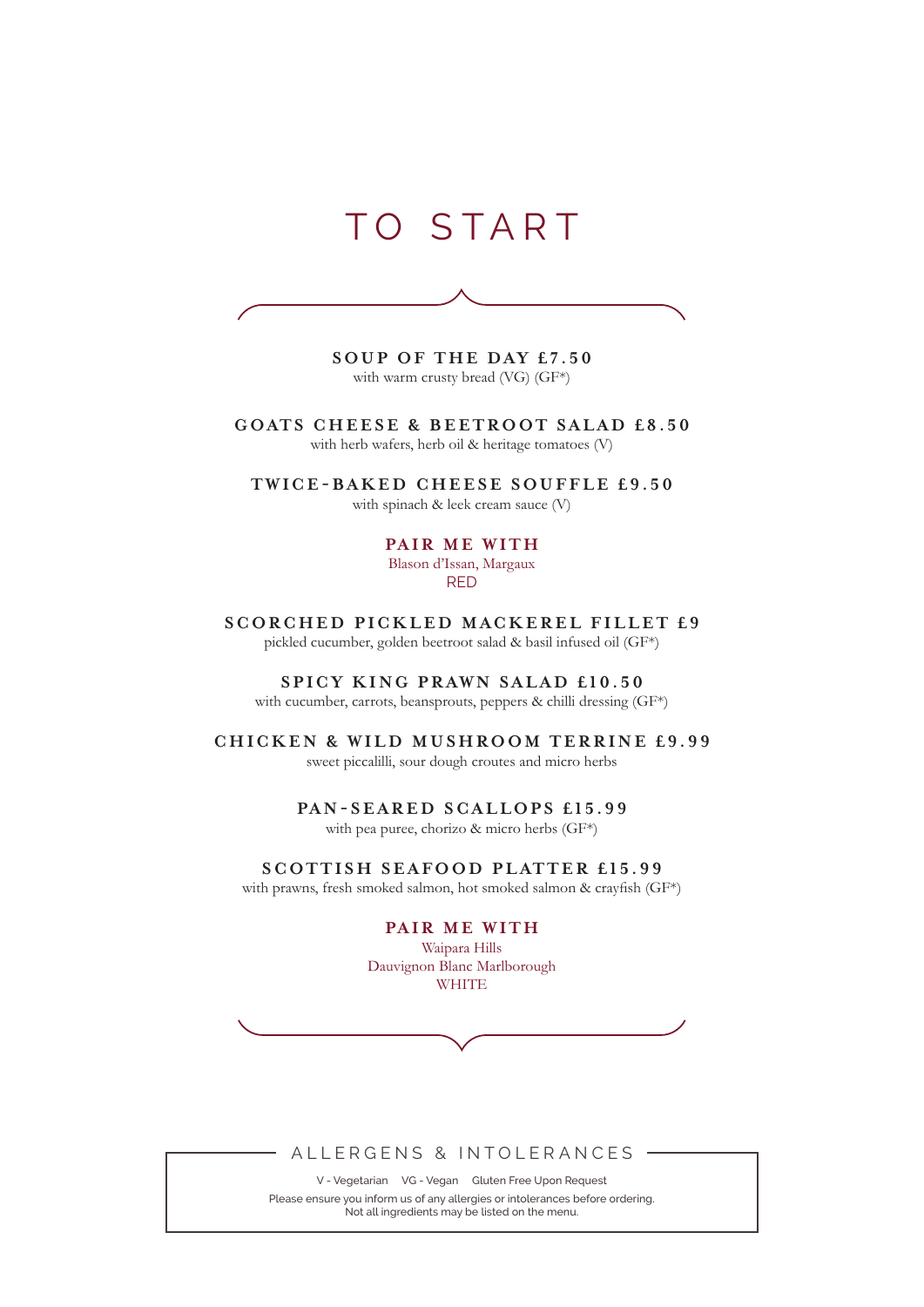# TO START

**SOUP OF THE DAY £7.50**
with warm crusty bread (VG) (GF*)

**GOATS CHEESE & BEETROOT SALAD £8.50**
with herb wafers, herb oil & heritage tomatoes (V)

**TWICE-BAKED CHEESE SOUFFLE £9.50**
with spinach & leek cream sauce (V)

**PAIR ME WITH**
Blason d'Issan, Margaux
RED

**SCORCHED PICKLED MACKEREL FILLET £9**
pickled cucumber, golden beetroot salad & basil infused oil (GF*)

**SPICY KING PRAWN SALAD £10.50**
with cucumber, carrots, beansprouts, peppers & chilli dressing (GF*)

**CHICKEN & WILD MUSHROOM TERRINE £9.99**
sweet piccalilli, sour dough croutes and micro herbs

**PAN-SEARED SCALLOPS £15.99**
with pea puree, chorizo & micro herbs (GF*)

**SCOTTISH SEAFOOD PLATTER £15.99**
with prawns, fresh smoked salmon, hot smoked salmon & crayfish (GF*)

**PAIR ME WITH**
Waipara Hills
Dauvignon Blanc Marlborough
WHITE

## ALLERGENS & INTOLERANCES

V - Vegetarian VG - Vegan Gluten Free Upon Request

Please ensure you inform us of any allergies or intolerances before ordering.
Not all ingredients may be listed on the menu.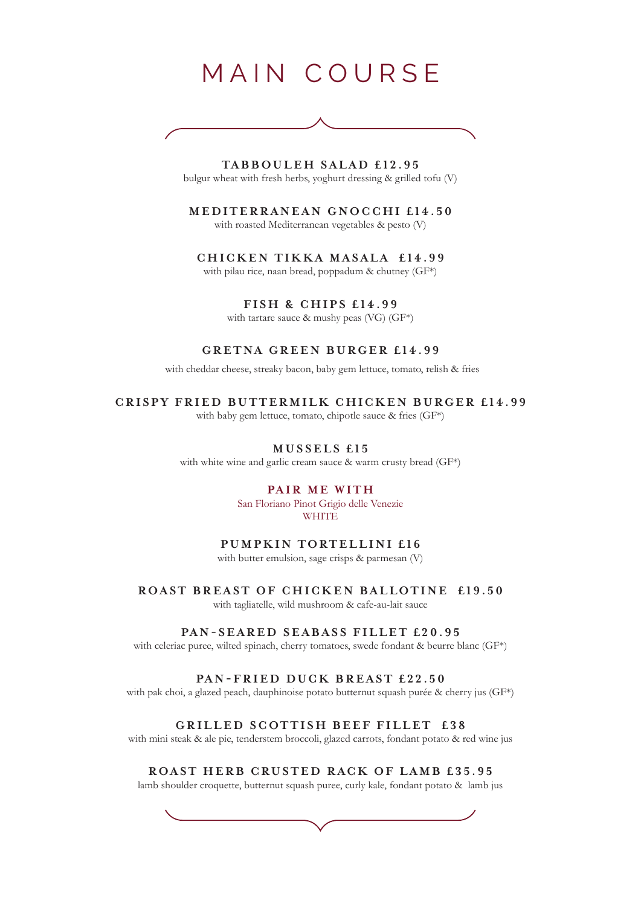# MAIN COURSE

**TABBOULEH SALAD £12.95**
bulgur wheat with fresh herbs, yoghurt dressing & grilled tofu (V)

**MEDITERRANEAN GNOCCHI £14.50**
with roasted Mediterranean vegetables & pesto (V)

**CHICKEN TIKKA MASALA £14.99**
with pilau rice, naan bread, poppadum & chutney (GF*)

**FISH & CHIPS £14.99**
with tartare sauce & mushy peas (VG) (GF*)

**GRETNA GREEN BURGER £14.99**
with cheddar cheese, streaky bacon, baby gem lettuce, tomato, relish & fries

**CRISPY FRIED BUTTERMILK CHICKEN BURGER £14.99**
with baby gem lettuce, tomato, chipotle sauce & fries (GF*)

**MUSSELS £15**
with white wine and garlic cream sauce & warm crusty bread (GF*)

**PAIR ME WITH**
San Floriano Pinot Grigio delle Venezie
WHITE

**PUMPKIN TORTELLINI £16**
with butter emulsion, sage crisps & parmesan (V)

**ROAST BREAST OF CHICKEN BALLOTINE £19.50**
with tagliatelle, wild mushroom & cafe-au-lait sauce

**PAN-SEARED SEABASS FILLET £20.95**
with celeriac puree, wilted spinach, cherry tomatoes, swede fondant & beurre blanc (GF*)

**PAN-FRIED DUCK BREAST £22.50**
with pak choi, a glazed peach, dauphinoise potato butternut squash purée & cherry jus (GF*)

**GRILLED SCOTTISH BEEF FILLET £38**
with mini steak & ale pie, tenderstem broccoli, glazed carrots, fondant potato & red wine jus

**ROAST HERB CRUSTED RACK OF LAMB £35.95**
lamb shoulder croquette, butternut squash puree, curly kale, fondant potato & lamb jus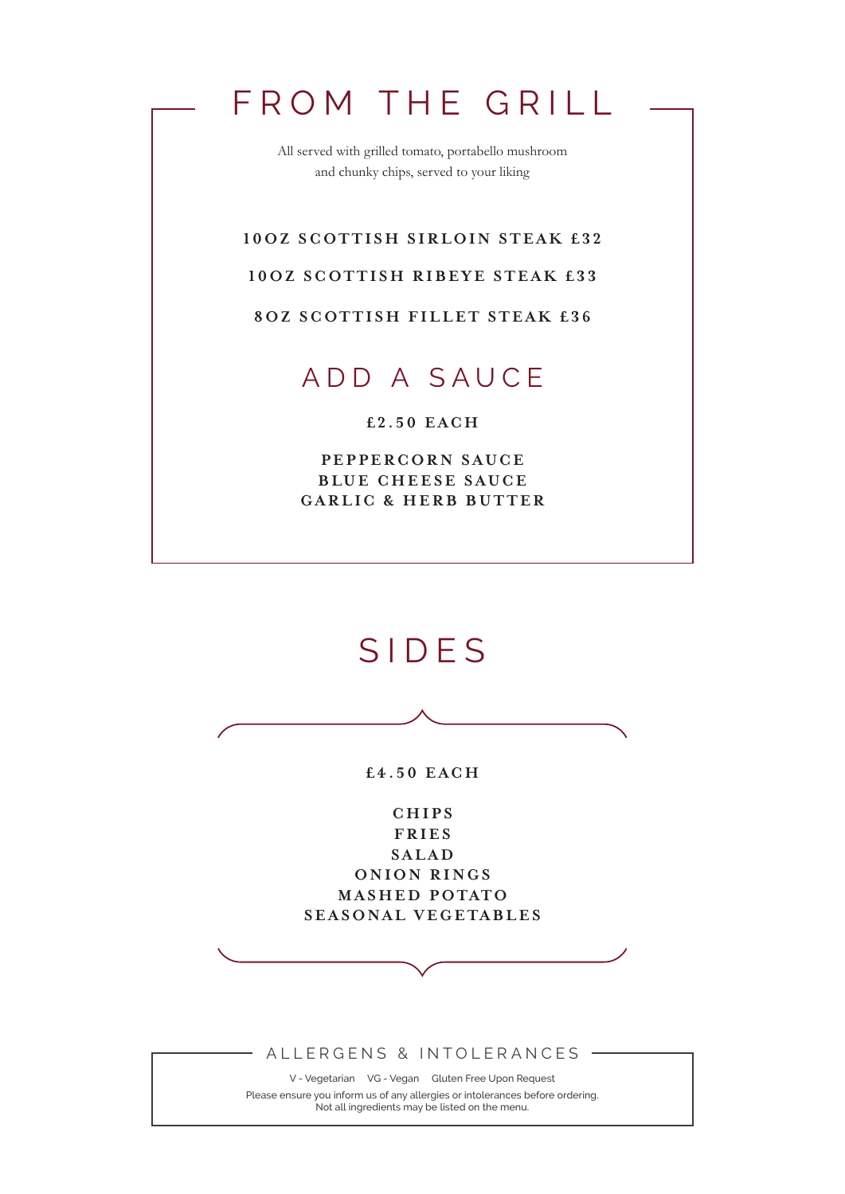# FROM THE GRILL

All served with grilled tomato, portabello mushroom
and chunky chips, served to your liking

**10OZ SCOTTISH SIRLOIN STEAK £32**

**10OZ SCOTTISH RIBEYE STEAK £33**

**8OZ SCOTTISH FILLET STEAK £36**

## ADD A SAUCE

**£2.50 EACH**

**PEPPERCORN SAUCE**
**BLUE CHEESE SAUCE**
**GARLIC & HERB BUTTER**

# SIDES

**£4.50 EACH**

**CHIPS**
**FRIES**
**SALAD**
**ONION RINGS**
**MASHED POTATO**
**SEASONAL VEGETABLES**

## ALLERGENS & INTOLERANCES

V - Vegetarian VG - Vegan Gluten Free Upon Request

Please ensure you inform us of any allergies or intolerances before ordering.
Not all ingredients may be listed on the menu.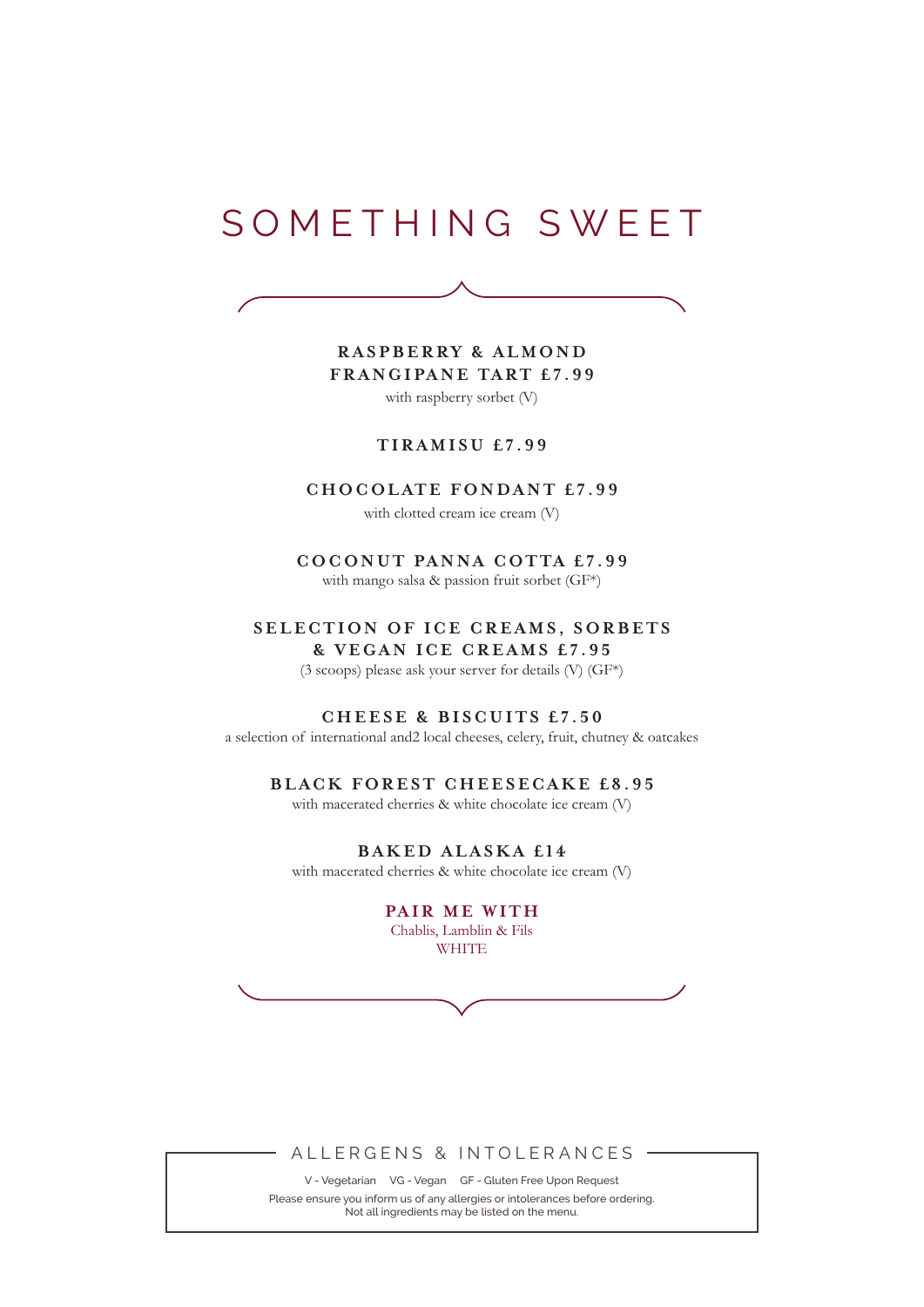# SOMETHING SWEET

**RASPBERRY & ALMOND FRANGIPANE TART £7.99**
with raspberry sorbet (V)

**TIRAMISU £7.99**

**CHOCOLATE FONDANT £7.99**
with clotted cream ice cream (V)

**COCONUT PANNA COTTA £7.99**
with mango salsa & passion fruit sorbet (GF*)

**SELECTION OF ICE CREAMS, SORBETS & VEGAN ICE CREAMS £7.95**
(3 scoops) please ask your server for details (V) (GF*)

**CHEESE & BISCUITS £7.50**
a selection of international and2 local cheeses, celery, fruit, chutney & oatcakes

**BLACK FOREST CHEESECAKE £8.95**
with macerated cherries & white chocolate ice cream (V)

**BAKED ALASKA £14**
with macerated cherries & white chocolate ice cream (V)

**PAIR ME WITH**
Chablis, Lamblin & Fils
WHITE

## ALLERGENS & INTOLERANCES

V - Vegetarian VG - Vegan GF - Gluten Free Upon Request

Please ensure you inform us of any allergies or intolerances before ordering.
Not all ingredients may be listed on the menu.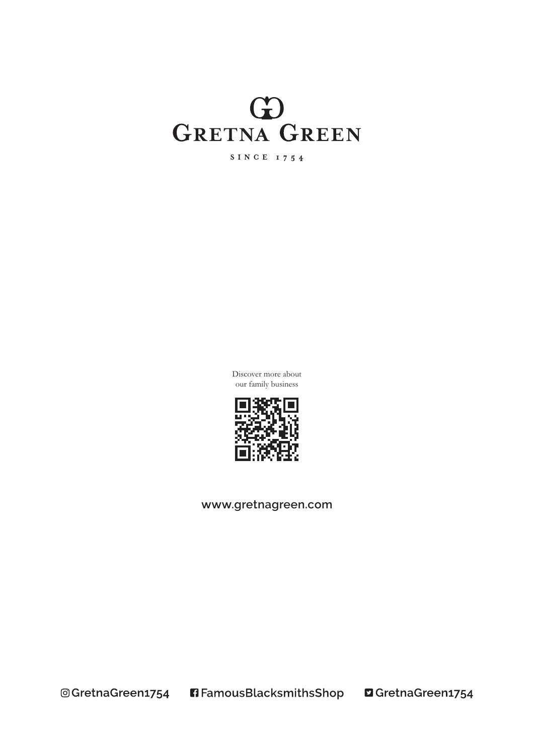# GRETNA GREEN

SINCE 1754

Discover more about
our family business

www.gretnagreen.com

GretnaGreen1754 FamousBlacksmithsShop GretnaGreen1754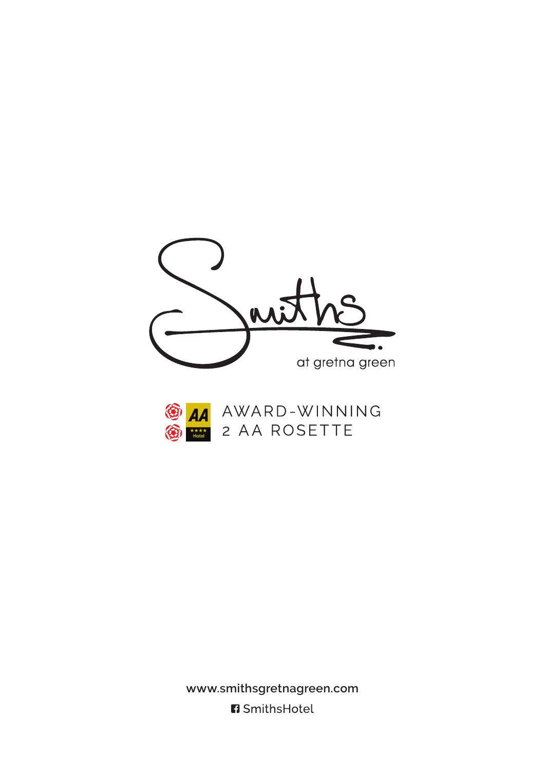Smiths

at gretna green

AWARD-WINNING
2 AA ROSETTE

www.smithsgretnagreen.com

SmithsHotel